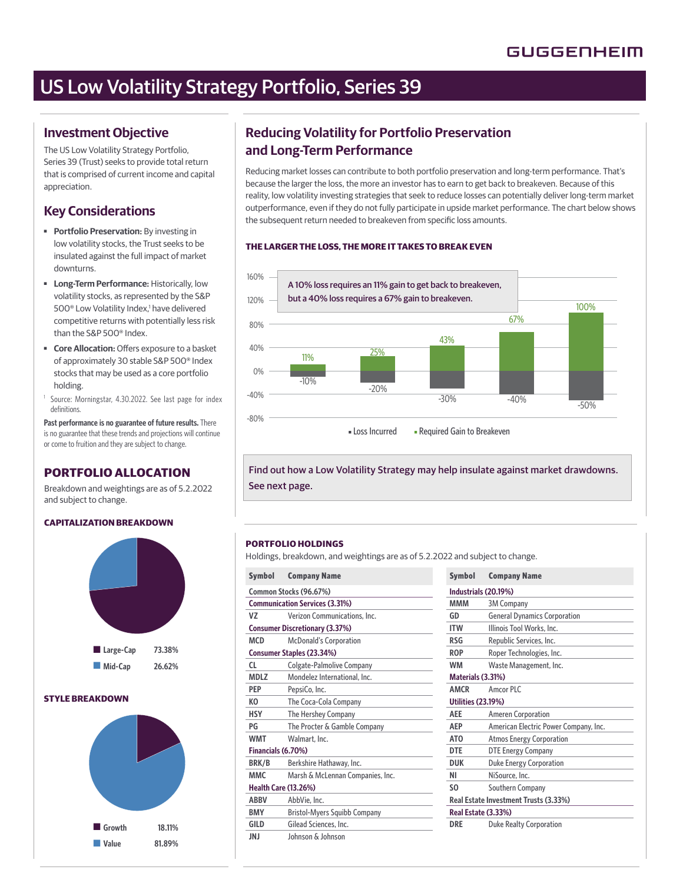GUGGENHEIM

# US Low Volatility Strategy Portfolio, Series 39

## Investment Objective

The US Low Volatility Strategy Portfolio, Series 39 (Trust) seeks to provide total return that is comprised of current income and capital appreciation.

## Key Considerations

- **Portfolio Preservation:** By investing in low volatility stocks, the Trust seeks to be insulated against the full impact of market downturns.
- **Long-Term Performance:** Historically, low volatility stocks, as represented by the S&P 500® Low Volatility Index,[1] have delivered competitive returns with potentially less risk than the S&P 500® Index.
- **Core Allocation:** Offers exposure to a basket of approximately 30 stable S&P 500® Index stocks that may be used as a core portfolio holding.

[1] Source: Morningstar, 4.30.2022. See last page for index definitions.

**Past performance is no guarantee of future results.** There is no guarantee that these trends and projections will continue or come to fruition and they are subject to change.

## PORTFOLIO ALLOCATION

Breakdown and weightings are as of 5.2.2022 and subject to change.

### CAPITALIZATION BREAKDOWN

| Category | Weight |
|---|---|
| Large-Cap | 73.38% |
| Mid-Cap | 26.62% |

### STYLE BREAKDOWN

| Category | Weight |
|---|---|
| Growth | 18.11% |
| Value | 81.89% |

## Reducing Volatility for Portfolio Preservation and Long-Term Performance

Reducing market losses can contribute to both portfolio preservation and long-term performance. That's because the larger the loss, the more an investor has to earn to get back to breakeven. Because of this reality, low volatility investing strategies that seek to reduce losses can potentially deliver long-term market outperformance, even if they do not fully participate in upside market performance. The chart below shows the subsequent return needed to breakeven from specific loss amounts.

### THE LARGER THE LOSS, THE MORE IT TAKES TO BREAK EVEN

A 10% loss requires an 11% gain to get back to breakeven, but a 40% loss requires a 67% gain to breakeven.

| Loss Incurred | Required Gain to Breakeven |
|---|---|
| -10% | 11% |
| -20% | 25% |
| -30% | 43% |
| -40% | 67% |
| -50% | 100% |

Find out how a Low Volatility Strategy may help insulate against market drawdowns. See next page.

## PORTFOLIO HOLDINGS

Holdings, breakdown, and weightings are as of 5.2.2022 and subject to change.

| Symbol | Company Name |
|---|---|
| **Common Stocks (96.67%)** | |
| **Communication Services (3.31%)** | |
| VZ | Verizon Communications, Inc. |
| **Consumer Discretionary (3.37%)** | |
| MCD | McDonald's Corporation |
| **Consumer Staples (23.34%)** | |
| CL | Colgate-Palmolive Company |
| MDLZ | Mondelez International, Inc. |
| PEP | PepsiCo, Inc. |
| KO | The Coca-Cola Company |
| HSY | The Hershey Company |
| PG | The Procter & Gamble Company |
| WMT | Walmart, Inc. |
| **Financials (6.70%)** | |
| BRK/B | Berkshire Hathaway, Inc. |
| MMC | Marsh & McLennan Companies, Inc. |
| **Health Care (13.26%)** | |
| ABBV | AbbVie, Inc. |
| BMY | Bristol-Myers Squibb Company |
| GILD | Gilead Sciences, Inc. |
| JNJ | Johnson & Johnson |
| **Industrials (20.19%)** | |
| MMM | 3M Company |
| GD | General Dynamics Corporation |
| ITW | Illinois Tool Works, Inc. |
| RSG | Republic Services, Inc. |
| ROP | Roper Technologies, Inc. |
| WM | Waste Management, Inc. |
| **Materials (3.31%)** | |
| AMCR | Amcor PLC |
| **Utilities (23.19%)** | |
| AEE | Ameren Corporation |
| AEP | American Electric Power Company, Inc. |
| ATO | Atmos Energy Corporation |
| DTE | DTE Energy Company |
| DUK | Duke Energy Corporation |
| NI | NiSource, Inc. |
| SO | Southern Company |
| **Real Estate Investment Trusts (3.33%)** | |
| **Real Estate (3.33%)** | |
| DRE | Duke Realty Corporation |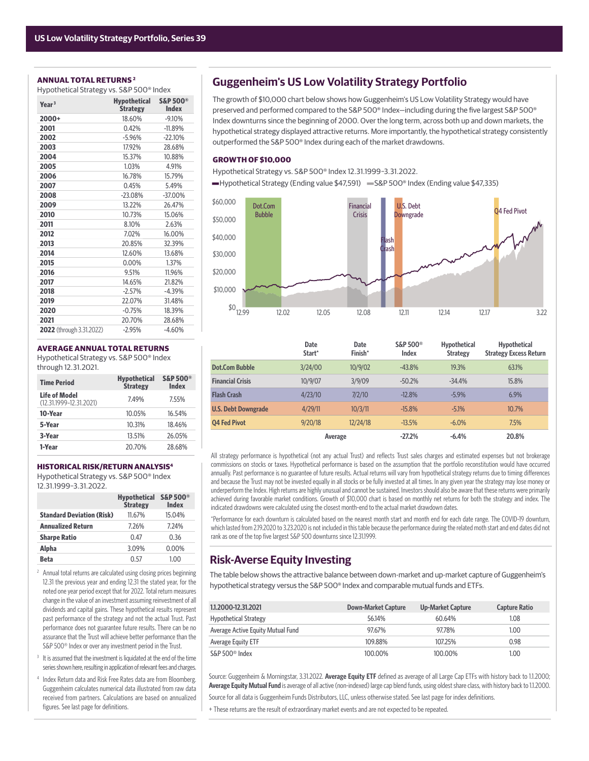### ANNUAL TOTAL RETURNS [2]

Hypothetical Strategy vs. S&P 500® Index

| Year [3] | Hypothetical Strategy | S&P 500® Index |
|---|---|---|
| 2000+ | 18.60% | -9.10% |
| 2001 | 0.42% | -11.89% |
| 2002 | -5.96% | -22.10% |
| 2003 | 17.92% | 28.68% |
| 2004 | 15.37% | 10.88% |
| 2005 | 1.03% | 4.91% |
| 2006 | 16.78% | 15.79% |
| 2007 | 0.45% | 5.49% |
| 2008 | -23.08% | -37.00% |
| 2009 | 13.22% | 26.47% |
| 2010 | 10.73% | 15.06% |
| 2011 | 8.10% | 2.63% |
| 2012 | 7.02% | 16.00% |
| 2013 | 20.85% | 32.39% |
| 2014 | 12.60% | 13.68% |
| 2015 | 0.00% | 1.37% |
| 2016 | 9.51% | 11.96% |
| 2017 | 14.65% | 21.82% |
| 2018 | -2.57% | -4.39% |
| 2019 | 22.07% | 31.48% |
| 2020 | -0.75% | 18.39% |
| 2021 | 20.70% | 28.68% |
| 2022 (through 3.31.2022) | -2.95% | -4.60% |

### AVERAGE ANNUAL TOTAL RETURNS

Hypothetical Strategy vs. S&P 500® Index through 12.31.2021.

| Time Period | Hypothetical Strategy | S&P 500® Index |
|---|---|---|
| Life of Model (12.31.1999-12.31.2021) | 7.49% | 7.55% |
| 10-Year | 10.05% | 16.54% |
| 5-Year | 10.31% | 18.46% |
| 3-Year | 13.51% | 26.05% |
| 1-Year | 20.70% | 28.68% |

### HISTORICAL RISK/RETURN ANALYSIS[4]

Hypothetical Strategy vs. S&P 500® Index 12.31.1999–3.31.2022.

| | Hypothetical Strategy | S&P 500® Index |
|---|---|---|
| Standard Deviation (Risk) | 11.67% | 15.04% |
| Annualized Return | 7.26% | 7.24% |
| Sharpe Ratio | 0.47 | 0.36 |
| Alpha | 3.09% | 0.00% |
| Beta | 0.57 | 1.00 |

[2] Annual total returns are calculated using closing prices beginning 12.31 the previous year and ending 12.31 the stated year, for the noted one year period except that for 2022. Total return measures change in the value of an investment assuming reinvestment of all dividends and capital gains. These hypothetical results represent past performance of the strategy and not the actual Trust. Past performance does not guarantee future results. There can be no assurance that the Trust will achieve better performance than the S&P 500® Index or over any investment period in the Trust.

[3] It is assumed that the investment is liquidated at the end of the time series shown here, resulting in application of relevant fees and charges.

[4] Index Return data and Risk Free Rates data are from Bloomberg. Guggenheim calculates numerical data illustrated from raw data received from partners. Calculations are based on annualized figures. See last page for definitions.

## Guggenheim's US Low Volatility Strategy Portfolio

The growth of $10,000 chart below shows how Guggenheim's US Low Volatility Strategy would have preserved and performed compared to the S&P 500® Index—including during the five largest S&P 500® Index downturns since the beginning of 2000. Over the long term, across both up and down markets, the hypothetical strategy displayed attractive returns. More importantly, the hypothetical strategy consistently outperformed the S&P 500® Index during each of the market drawdowns.

### GROWTH OF $10,000

Hypothetical Strategy vs. S&P 500® Index 12.31.1999–3.31.2022.

Hypothetical Strategy (Ending value $47,591) S&P 500® Index (Ending value $47,335)

| | Date Start* | Date Finish* | S&P 500® Index | Hypothetical Strategy | Hypothetical Strategy Excess Return |
|---|---|---|---|---|---|
| Dot.Com Bubble | 3/24/00 | 10/9/02 | -43.8% | 19.3% | 63.1% |
| Financial Crisis | 10/9/07 | 3/9/09 | -50.2% | -34.4% | 15.8% |
| Flash Crash | 4/23/10 | 7/2/10 | -12.8% | -5.9% | 6.9% |
| U.S. Debt Downgrade | 4/29/11 | 10/3/11 | -15.8% | -5.1% | 10.7% |
| Q4 Fed Pivot | 9/20/18 | 12/24/18 | -13.5% | -6.0% | 7.5% |
| | Average | | -27.2% | -6.4% | 20.8% |

All strategy performance is hypothetical (not any actual Trust) and reflects Trust sales charges and estimated expenses but not brokerage commissions on stocks or taxes. Hypothetical performance is based on the assumption that the portfolio reconstitution would have occurred annually. Past performance is no guarantee of future results. Actual returns will vary from hypothetical strategy returns due to timing differences and because the Trust may not be invested equally in all stocks or be fully invested at all times. In any given year the strategy may lose money or underperform the Index. High returns are highly unusual and cannot be sustained. Investors should also be aware that these returns were primarily achieved during favorable market conditions. Growth of $10,000 chart is based on monthly net returns for both the strategy and index. The indicated drawdowns were calculated using the closest month-end to the actual market drawdown dates.

*Performance for each downturn is calculated based on the nearest month start and month end for each date range. The COVID-19 downturn, which lasted from 2.19.2020 to 3.23.2020 is not included in this table because the performance during the related moth start and end dates did not rank as one of the top five largest S&P 500 downturns since 12.31.1999.

## Risk-Averse Equity Investing

The table below shows the attractive balance between down-market and up-market capture of Guggenheim's hypothetical strategy versus the S&P 500® Index and comparable mutual funds and ETFs.

| 1.1.2000-12.31.2021 | Down-Market Capture | Up-Market Capture | Capture Ratio |
|---|---|---|---|
| Hypothetical Strategy | 56.14% | 60.64% | 1.08 |
| Average Active Equity Mutual Fund | 97.67% | 97.78% | 1.00 |
| Average Equity ETF | 109.88% | 107.25% | 0.98 |
| S&P 500® Index | 100.00% | 100.00% | 1.00 |

Source: Guggenheim & Morningstar, 3.31.2022. **Average Equity ETF** defined as average of all Large Cap ETFs with history back to 1.1.2000; **Average Equity Mutual Fund** is average of all active (non-indexed) large cap blend funds, using oldest share class, with history back to 1.1.2000.

Source for all data is Guggenheim Funds Distributors, LLC, unless otherwise stated. See last page for index definitions.

+ These returns are the result of extraordinary market events and are not expected to be repeated.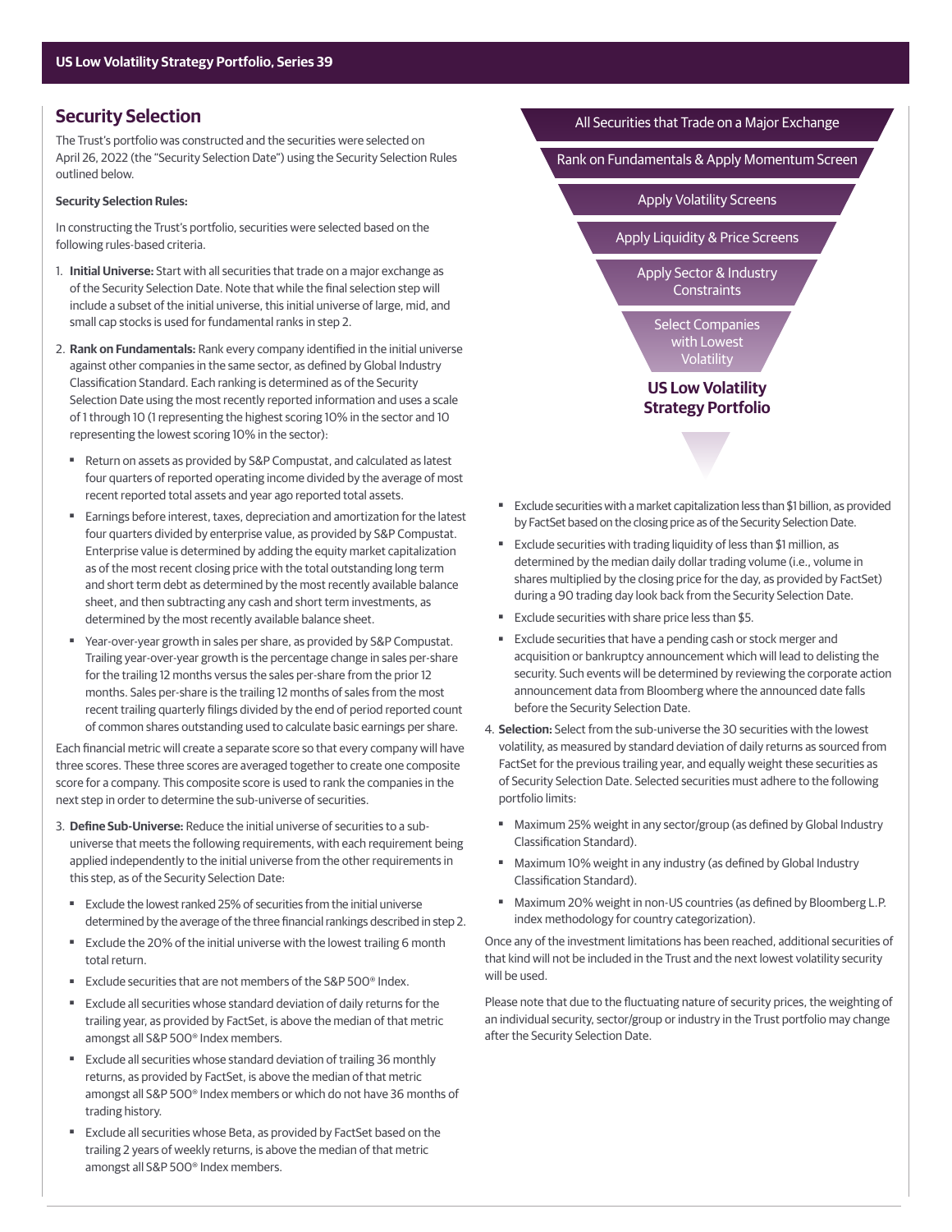## Security Selection

The Trust's portfolio was constructed and the securities were selected on April 26, 2022 (the "Security Selection Date") using the Security Selection Rules outlined below.

**Security Selection Rules:**

In constructing the Trust's portfolio, securities were selected based on the following rules-based criteria.

1. **Initial Universe:** Start with all securities that trade on a major exchange as of the Security Selection Date. Note that while the final selection step will include a subset of the initial universe, this initial universe of large, mid, and small cap stocks is used for fundamental ranks in step 2.

2. **Rank on Fundamentals:** Rank every company identified in the initial universe against other companies in the same sector, as defined by Global Industry Classification Standard. Each ranking is determined as of the Security Selection Date using the most recently reported information and uses a scale of 1 through 10 (1 representing the highest scoring 10% in the sector and 10 representing the lowest scoring 10% in the sector):

   - Return on assets as provided by S&P Compustat, and calculated as latest four quarters of reported operating income divided by the average of most recent reported total assets and year ago reported total assets.
   - Earnings before interest, taxes, depreciation and amortization for the latest four quarters divided by enterprise value, as provided by S&P Compustat. Enterprise value is determined by adding the equity market capitalization as of the most recent closing price with the total outstanding long term and short term debt as determined by the most recently available balance sheet, and then subtracting any cash and short term investments, as determined by the most recently available balance sheet.
   - Year-over-year growth in sales per share, as provided by S&P Compustat. Trailing year-over-year growth is the percentage change in sales per-share for the trailing 12 months versus the sales per-share from the prior 12 months. Sales per-share is the trailing 12 months of sales from the most recent trailing quarterly filings divided by the end of period reported count of common shares outstanding used to calculate basic earnings per share.

Each financial metric will create a separate score so that every company will have three scores. These three scores are averaged together to create one composite score for a company. This composite score is used to rank the companies in the next step in order to determine the sub-universe of securities.

3. **Define Sub-Universe:** Reduce the initial universe of securities to a sub-universe that meets the following requirements, with each requirement being applied independently to the initial universe from the other requirements in this step, as of the Security Selection Date:

   - Exclude the lowest ranked 25% of securities from the initial universe determined by the average of the three financial rankings described in step 2.
   - Exclude the 20% of the initial universe with the lowest trailing 6 month total return.
   - Exclude securities that are not members of the S&P 500® Index.
   - Exclude all securities whose standard deviation of daily returns for the trailing year, as provided by FactSet, is above the median of that metric amongst all S&P 500® Index members.
   - Exclude all securities whose standard deviation of trailing 36 monthly returns, as provided by FactSet, is above the median of that metric amongst all S&P 500® Index members or which do not have 36 months of trading history.
   - Exclude all securities whose Beta, as provided by FactSet based on the trailing 2 years of weekly returns, is above the median of that metric amongst all S&P 500® Index members.
   - Exclude securities with a market capitalization less than $1 billion, as provided by FactSet based on the closing price as of the Security Selection Date.
   - Exclude securities with trading liquidity of less than $1 million, as determined by the median daily dollar trading volume (i.e., volume in shares multiplied by the closing price for the day, as provided by FactSet) during a 90 trading day look back from the Security Selection Date.
   - Exclude securities with share price less than $5.
   - Exclude securities that have a pending cash or stock merger and acquisition or bankruptcy announcement which will lead to delisting the security. Such events will be determined by reviewing the corporate action announcement data from Bloomberg where the announced date falls before the Security Selection Date.

4. **Selection:** Select from the sub-universe the 30 securities with the lowest volatility, as measured by standard deviation of daily returns as sourced from FactSet for the previous trailing year, and equally weight these securities as of Security Selection Date. Selected securities must adhere to the following portfolio limits:

   - Maximum 25% weight in any sector/group (as defined by Global Industry Classification Standard).
   - Maximum 10% weight in any industry (as defined by Global Industry Classification Standard).
   - Maximum 20% weight in non-US countries (as defined by Bloomberg L.P. index methodology for country categorization).

Once any of the investment limitations has been reached, additional securities of that kind will not be included in the Trust and the next lowest volatility security will be used.

Please note that due to the fluctuating nature of security prices, the weighting of an individual security, sector/group or industry in the Trust portfolio may change after the Security Selection Date.

All Securities that Trade on a Major Exchange

Rank on Fundamentals & Apply Momentum Screen

Apply Volatility Screens

Apply Liquidity & Price Screens

Apply Sector & Industry Constraints

Select Companies with Lowest Volatility

**US Low Volatility Strategy Portfolio**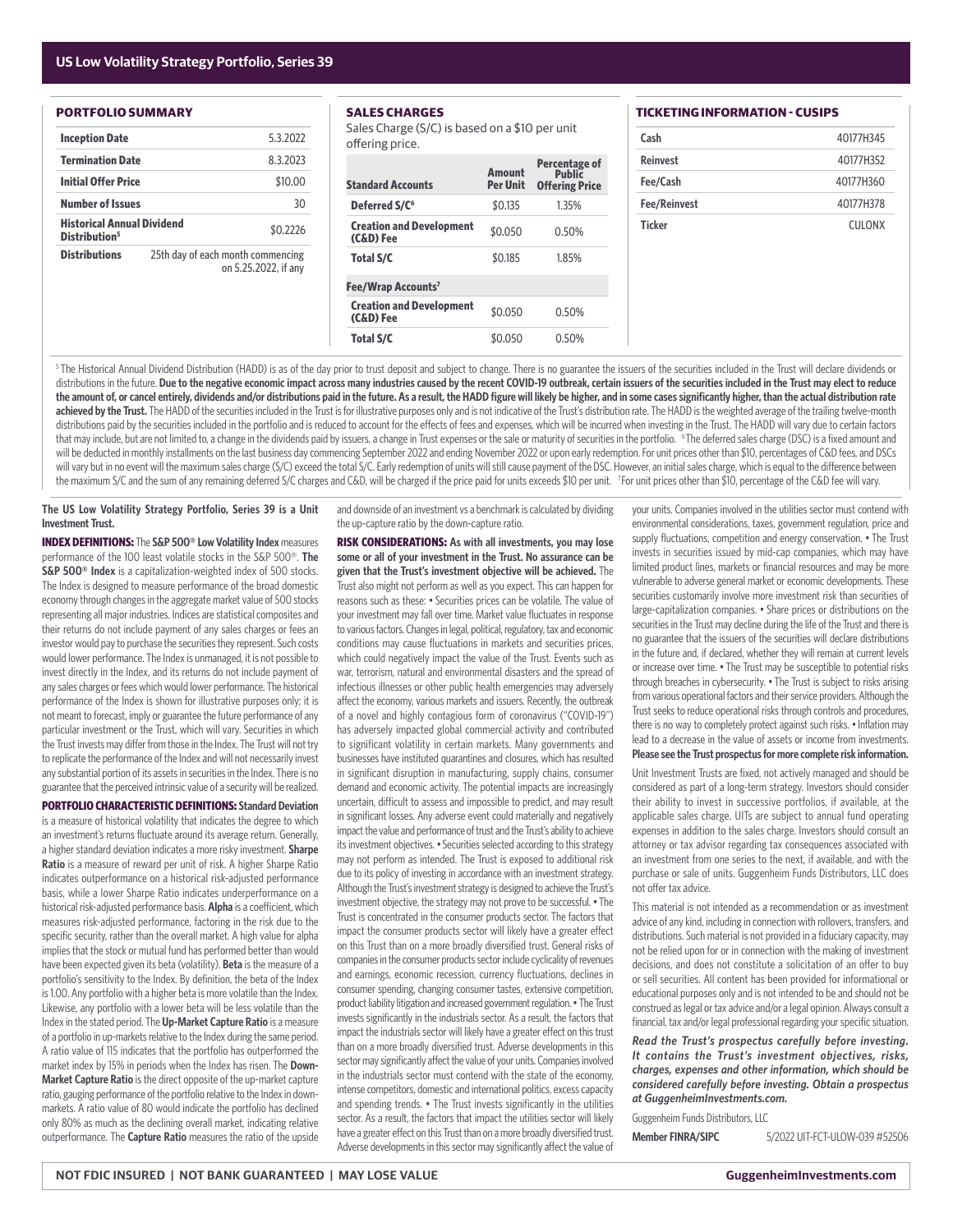# US Low Volatility Strategy Portfolio, Series 39

## PORTFOLIO SUMMARY

| | |
|---|---|
| **Inception Date** | 5.3.2022 |
| **Termination Date** | 8.3.2023 |
| **Initial Offer Price** | $10.00 |
| **Number of Issues** | 30 |
| **Historical Annual Dividend Distribution**[5] | $0.2226 |
| **Distributions** | 25th day of each month commencing on 5.25.2022, if any |

## SALES CHARGES

Sales Charge (S/C) is based on a $10 per unit offering price.

| Standard Accounts | Amount Per Unit | Percentage of Public Offering Price |
|---|---|---|
| **Deferred S/C**[6] | $0.135 | 1.35% |
| **Creation and Development (C&D) Fee** | $0.050 | 0.50% |
| **Total S/C** | $0.185 | 1.85% |
| **Fee/Wrap Accounts**[7] | | |
| **Creation and Development (C&D) Fee** | $0.050 | 0.50% |
| **Total S/C** | $0.050 | 0.50% |

## TICKETING INFORMATION - CUSIPS

| | |
|---|---|
| **Cash** | 40177H345 |
| **Reinvest** | 40177H352 |
| **Fee/Cash** | 40177H360 |
| **Fee/Reinvest** | 40177H378 |
| **Ticker** | CULONX |

[5] The Historical Annual Dividend Distribution (HADD) is as of the day prior to trust deposit and subject to change. There is no guarantee the issuers of the securities included in the Trust will declare dividends or distributions in the future. **Due to the negative economic impact across many industries caused by the recent COVID-19 outbreak, certain issuers of the securities included in the Trust may elect to reduce the amount of, or cancel entirely, dividends and/or distributions paid in the future. As a result, the HADD figure will likely be higher, and in some cases significantly higher, than the actual distribution rate achieved by the Trust.** The HADD of the securities included in the Trust is for illustrative purposes only and is not indicative of the Trust's distribution rate. The HADD is the weighted average of the trailing twelve-month distributions paid by the securities included in the portfolio and is reduced to account for the effects of fees and expenses, which will be incurred when investing in the Trust. The HADD will vary due to certain factors that may include, but are not limited to, a change in the dividends paid by issuers, a change in Trust expenses or the sale or maturity of securities in the portfolio. [6] The deferred sales charge (DSC) is a fixed amount and will be deducted in monthly installments on the last business day commencing September 2022 and ending November 2022 or upon early redemption. For unit prices other than $10, percentages of C&D fees, and DSCs will vary but in no event will the maximum sales charge (S/C) exceed the total S/C. Early redemption of units will still cause payment of the DSC. However, an initial sales charge, which is equal to the difference between the maximum S/C and the sum of any remaining deferred S/C charges and C&D, will be charged if the price paid for units exceeds $10 per unit. [7] For unit prices other than $10, percentage of the C&D fee will vary.

**The US Low Volatility Strategy Portfolio, Series 39 is a Unit Investment Trust.**

**INDEX DEFINITIONS:** The **S&P 500® Low Volatility Index** measures performance of the 100 least volatile stocks in the S&P 500®. **The S&P 500® Index** is a capitalization-weighted index of 500 stocks. The Index is designed to measure performance of the broad domestic economy through changes in the aggregate market value of 500 stocks representing all major industries. Indices are statistical composites and their returns do not include payment of any sales charges or fees an investor would pay to purchase the securities they represent. Such costs would lower performance. The Index is unmanaged, it is not possible to invest directly in the Index, and its returns do not include payment of any sales charges or fees which would lower performance. The historical performance of the Index is shown for illustrative purposes only; it is not meant to forecast, imply or guarantee the future performance of any particular investment or the Trust, which will vary. Securities in which the Trust invests may differ from those in the Index. The Trust will not try to replicate the performance of the Index and will not necessarily invest any substantial portion of its assets in securities in the Index. There is no guarantee that the perceived intrinsic value of a security will be realized.

**PORTFOLIO CHARACTERISTIC DEFINITIONS: Standard Deviation** is a measure of historical volatility that indicates the degree to which an investment's returns fluctuate around its average return. Generally, a higher standard deviation indicates a more risky investment. **Sharpe Ratio** is a measure of reward per unit of risk. A higher Sharpe Ratio indicates outperformance on a historical risk-adjusted performance basis, while a lower Sharpe Ratio indicates underperformance on a historical risk-adjusted performance basis. **Alpha** is a coefficient, which measures risk-adjusted performance, factoring in the risk due to the specific security, rather than the overall market. A high value for alpha implies that the stock or mutual fund has performed better than would have been expected given its beta (volatility). **Beta** is the measure of a portfolio's sensitivity to the Index. By definition, the beta of the Index is 1.00. Any portfolio with a higher beta is more volatile than the Index. Likewise, any portfolio with a lower beta will be less volatile than the Index in the stated period. The **Up-Market Capture Ratio** is a measure of a portfolio in up-markets relative to the Index during the same period. A ratio value of 115 indicates that the portfolio has outperformed the market index by 15% in periods when the Index has risen. The **Down-Market Capture Ratio** is the direct opposite of the up-market capture ratio, gauging performance of the portfolio relative to the Index in down-markets. A ratio value of 80 would indicate the portfolio has declined only 80% as much as the declining overall market, indicating relative outperformance. The **Capture Ratio** measures the ratio of the upside and downside of an investment vs a benchmark is calculated by dividing the up-capture ratio by the down-capture ratio.

**RISK CONSIDERATIONS: As with all investments, you may lose some or all of your investment in the Trust. No assurance can be given that the Trust's investment objective will be achieved.** The Trust also might not perform as well as you expect. This can happen for reasons such as these: • Securities prices can be volatile. The value of your investment may fall over time. Market value fluctuates in response to various factors. Changes in legal, political, regulatory, tax and economic conditions may cause fluctuations in markets and securities prices, which could negatively impact the value of the Trust. Events such as war, terrorism, natural and environmental disasters and the spread of infectious illnesses or other public health emergencies may adversely affect the economy, various markets and issuers. Recently, the outbreak of a novel and highly contagious form of coronavirus ("COVID-19") has adversely impacted global commercial activity and contributed to significant volatility in certain markets. Many governments and businesses have instituted quarantines and closures, which has resulted in significant disruption in manufacturing, supply chains, consumer demand and economic activity. The potential impacts are increasingly uncertain, difficult to assess and impossible to predict, and may result in significant losses. Any adverse event could materially and negatively impact the value and performance of trust and the Trust's ability to achieve its investment objectives. • Securities selected according to this strategy may not perform as intended. The Trust is exposed to additional risk due to its policy of investing in accordance with an investment strategy. Although the Trust's investment strategy is designed to achieve the Trust's investment objective, the strategy may not prove to be successful. • The Trust is concentrated in the consumer products sector. The factors that impact the consumer products sector will likely have a greater effect on this Trust than on a more broadly diversified trust. General risks of companies in the consumer products sector include cyclicality of revenues and earnings, economic recession, currency fluctuations, declines in consumer spending, changing consumer tastes, extensive competition, product liability litigation and increased government regulation. • The Trust invests significantly in the industrials sector. As a result, the factors that impact the industrials sector will likely have a greater effect on this trust than on a more broadly diversified trust. Adverse developments in this sector may significantly affect the value of your units. Companies involved in the industrials sector must contend with the state of the economy, intense competitors, domestic and international politics, excess capacity and spending trends. • The Trust invests significantly in the utilities sector. As a result, the factors that impact the utilities sector will likely have a greater effect on this Trust than on a more broadly diversified trust. Adverse developments in this sector may significantly affect the value of your units. Companies involved in the utilities sector must contend with environmental considerations, taxes, government regulation, price and supply fluctuations, competition and energy conservation. • The Trust invests in securities issued by mid-cap companies, which may have limited product lines, markets or financial resources and may be more vulnerable to adverse general market or economic developments. These securities customarily involve more investment risk than securities of large-capitalization companies. • Share prices or distributions on the securities in the Trust may decline during the life of the Trust and there is no guarantee that the issuers of the securities will declare distributions in the future and, if declared, whether they will remain at current levels or increase over time. • The Trust may be susceptible to potential risks through breaches in cybersecurity. • The Trust is subject to risks arising from various operational factors and their service providers. Although the Trust seeks to reduce operational risks through controls and procedures, there is no way to completely protect against such risks. • Inflation may lead to a decrease in the value of assets or income from investments. **Please see the Trust prospectus for more complete risk information.**

Unit Investment Trusts are fixed, not actively managed and should be considered as part of a long-term strategy. Investors should consider their ability to invest in successive portfolios, if available, at the applicable sales charge. UITs are subject to annual fund operating expenses in addition to the sales charge. Investors should consult an attorney or tax advisor regarding tax consequences associated with an investment from one series to the next, if available, and with the purchase or sale of units. Guggenheim Funds Distributors, LLC does not offer tax advice.

This material is not intended as a recommendation or as investment advice of any kind, including in connection with rollovers, transfers, and distributions. Such material is not provided in a fiduciary capacity, may not be relied upon for or in connection with the making of investment decisions, and does not constitute a solicitation of an offer to buy or sell securities. All content has been provided for informational or educational purposes only and is not intended to be and should not be construed as legal or tax advice and/or a legal opinion. Always consult a financial, tax and/or legal professional regarding your specific situation.

***Read the Trust's prospectus carefully before investing. It contains the Trust's investment objectives, risks, charges, expenses and other information, which should be considered carefully before investing. Obtain a prospectus at GuggenheimInvestments.com.***

Guggenheim Funds Distributors, LLC

**Member FINRA/SIPC** 5/2022 UIT-FCT-ULOW-039 #52506

**NOT FDIC INSURED | NOT BANK GUARANTEED | MAY LOSE VALUE**

**GuggenheimInvestments.com**